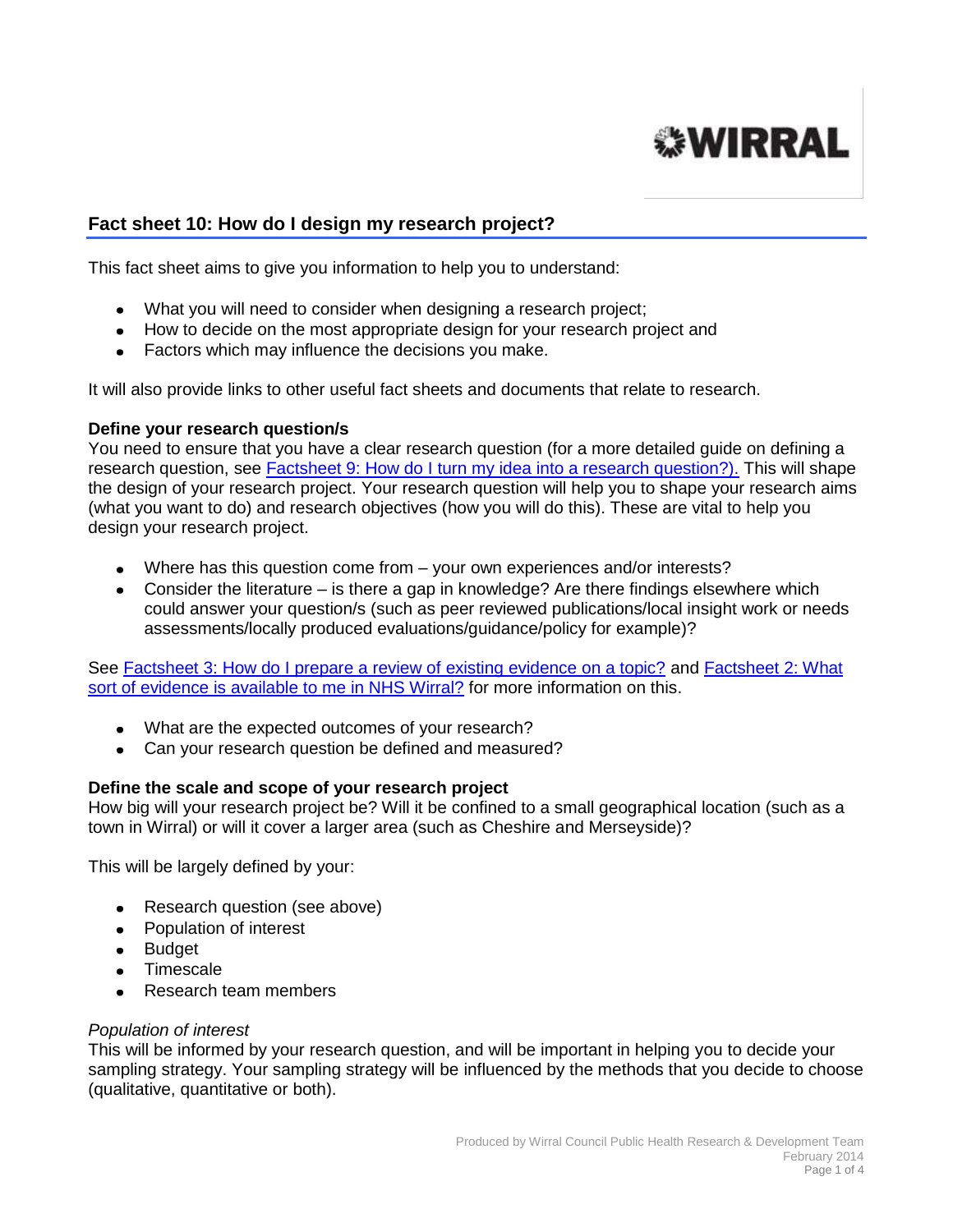## Fact sheet 10: How do I design my research project?

This fact sheet aims to give you information to help you to understand:

- What you will need to consider when designing a research project;
- How to decide on the most appropriate design for your research project and
- Factors which may influence the decisions you make.

It will also provide links to other useful fact sheets and documents that relate to research.

**Define your research question/s**

You need to ensure that you have a clear research question (for a more detailed guide on defining a research question, see Factsheet 9: How do I turn my idea into a research question?). This will shape the design of your research project. Your research question will help you to shape your research aims (what you want to do) and research objectives (how you will do this). These are vital to help you design your research project.

- Where has this question come from – your own experiences and/or interests?
- Consider the literature – is there a gap in knowledge? Are there findings elsewhere which could answer your question/s (such as peer reviewed publications/local insight work or needs assessments/locally produced evaluations/guidance/policy for example)?

See Factsheet 3: How do I prepare a review of existing evidence on a topic? and Factsheet 2: What sort of evidence is available to me in NHS Wirral? for more information on this.

- What are the expected outcomes of your research?
- Can your research question be defined and measured?

**Define the scale and scope of your research project**

How big will your research project be? Will it be confined to a small geographical location (such as a town in Wirral) or will it cover a larger area (such as Cheshire and Merseyside)?

This will be largely defined by your:

- Research question (see above)
- Population of interest
- Budget
- Timescale
- Research team members

*Population of interest*

This will be informed by your research question, and will be important in helping you to decide your sampling strategy. Your sampling strategy will be influenced by the methods that you decide to choose (qualitative, quantitative or both).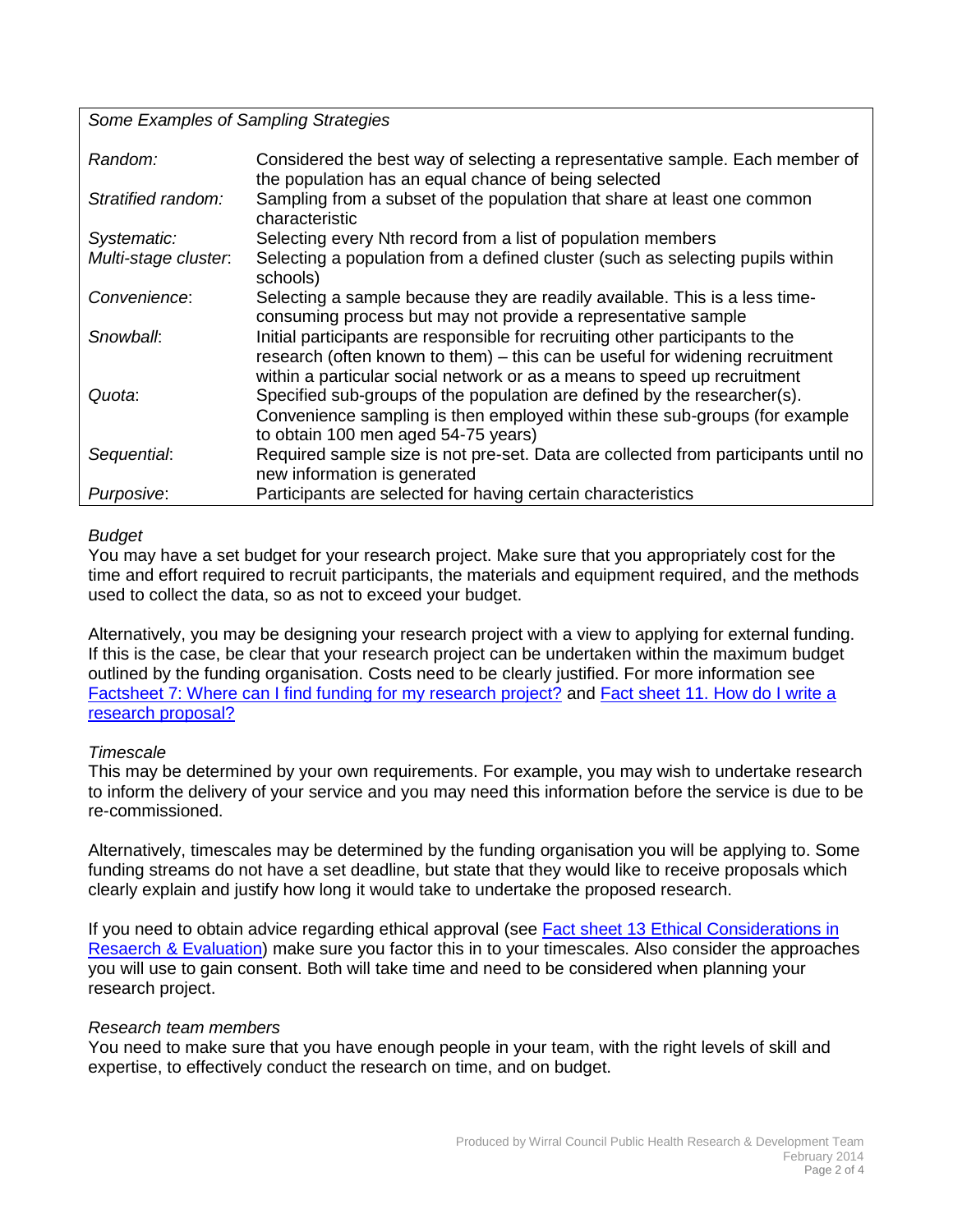| *Some Examples of Sampling Strategies* | |
|---|---|
| *Random:* | Considered the best way of selecting a representative sample. Each member of the population has an equal chance of being selected |
| *Stratified random:* | Sampling from a subset of the population that share at least one common characteristic |
| *Systematic:* | Selecting every Nth record from a list of population members |
| *Multi-stage cluster*: | Selecting a population from a defined cluster (such as selecting pupils within schools) |
| *Convenience*: | Selecting a sample because they are readily available. This is a less time-consuming process but may not provide a representative sample |
| *Snowball*: | Initial participants are responsible for recruiting other participants to the research (often known to them) – this can be useful for widening recruitment within a particular social network or as a means to speed up recruitment |
| *Quota*: | Specified sub-groups of the population are defined by the researcher(s). Convenience sampling is then employed within these sub-groups (for example to obtain 100 men aged 54-75 years) |
| *Sequential*: | Required sample size is not pre-set. Data are collected from participants until no new information is generated |
| *Purposive*: | Participants are selected for having certain characteristics |

*Budget*

You may have a set budget for your research project. Make sure that you appropriately cost for the time and effort required to recruit participants, the materials and equipment required, and the methods used to collect the data, so as not to exceed your budget.

Alternatively, you may be designing your research project with a view to applying for external funding. If this is the case, be clear that your research project can be undertaken within the maximum budget outlined by the funding organisation. Costs need to be clearly justified. For more information see Factsheet 7: Where can I find funding for my research project? and Fact sheet 11. How do I write a research proposal?

*Timescale*

This may be determined by your own requirements. For example, you may wish to undertake research to inform the delivery of your service and you may need this information before the service is due to be re-commissioned.

Alternatively, timescales may be determined by the funding organisation you will be applying to. Some funding streams do not have a set deadline, but state that they would like to receive proposals which clearly explain and justify how long it would take to undertake the proposed research.

If you need to obtain advice regarding ethical approval (see Fact sheet 13 Ethical Considerations in Resaerch & Evaluation) make sure you factor this in to your timescales. Also consider the approaches you will use to gain consent. Both will take time and need to be considered when planning your research project.

*Research team members*

You need to make sure that you have enough people in your team, with the right levels of skill and expertise, to effectively conduct the research on time, and on budget.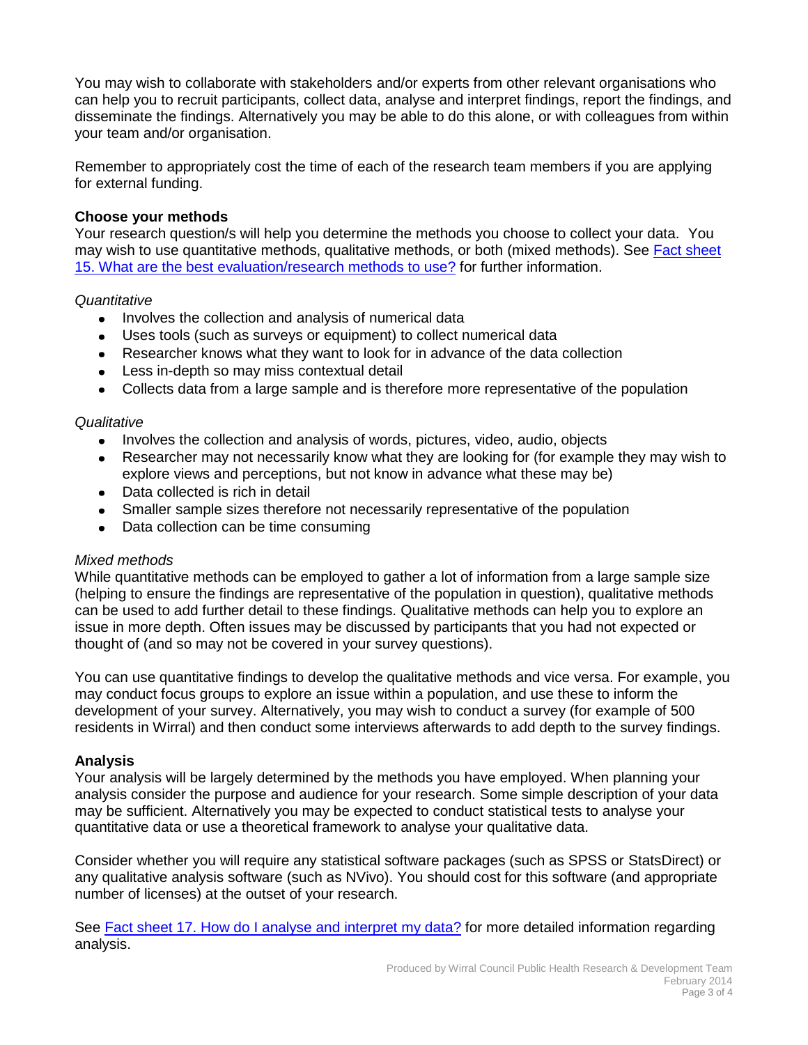You may wish to collaborate with stakeholders and/or experts from other relevant organisations who can help you to recruit participants, collect data, analyse and interpret findings, report the findings, and disseminate the findings. Alternatively you may be able to do this alone, or with colleagues from within your team and/or organisation.

Remember to appropriately cost the time of each of the research team members if you are applying for external funding.

**Choose your methods**

Your research question/s will help you determine the methods you choose to collect your data. You may wish to use quantitative methods, qualitative methods, or both (mixed methods). See [Fact sheet 15. What are the best evaluation/research methods to use?]() for further information.

*Quantitative*

- Involves the collection and analysis of numerical data
- Uses tools (such as surveys or equipment) to collect numerical data
- Researcher knows what they want to look for in advance of the data collection
- Less in-depth so may miss contextual detail
- Collects data from a large sample and is therefore more representative of the population

*Qualitative*

- Involves the collection and analysis of words, pictures, video, audio, objects
- Researcher may not necessarily know what they are looking for (for example they may wish to explore views and perceptions, but not know in advance what these may be)
- Data collected is rich in detail
- Smaller sample sizes therefore not necessarily representative of the population
- Data collection can be time consuming

*Mixed methods*

While quantitative methods can be employed to gather a lot of information from a large sample size (helping to ensure the findings are representative of the population in question), qualitative methods can be used to add further detail to these findings. Qualitative methods can help you to explore an issue in more depth. Often issues may be discussed by participants that you had not expected or thought of (and so may not be covered in your survey questions).

You can use quantitative findings to develop the qualitative methods and vice versa. For example, you may conduct focus groups to explore an issue within a population, and use these to inform the development of your survey. Alternatively, you may wish to conduct a survey (for example of 500 residents in Wirral) and then conduct some interviews afterwards to add depth to the survey findings.

**Analysis**

Your analysis will be largely determined by the methods you have employed. When planning your analysis consider the purpose and audience for your research. Some simple description of your data may be sufficient. Alternatively you may be expected to conduct statistical tests to analyse your quantitative data or use a theoretical framework to analyse your qualitative data.

Consider whether you will require any statistical software packages (such as SPSS or StatsDirect) or any qualitative analysis software (such as NVivo). You should cost for this software (and appropriate number of licenses) at the outset of your research.

See [Fact sheet 17. How do I analyse and interpret my data?]() for more detailed information regarding analysis.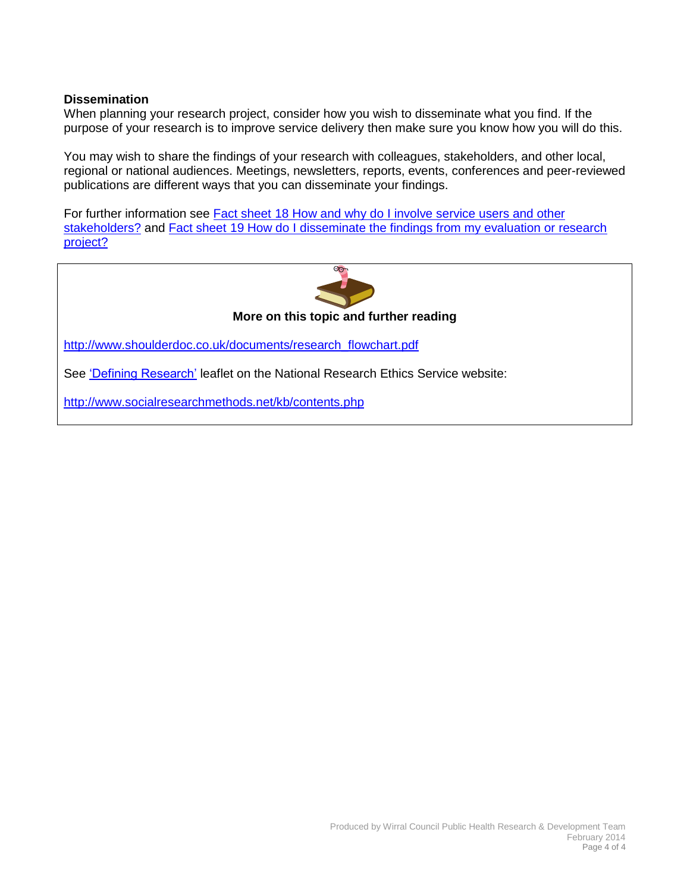**Dissemination**

When planning your research project, consider how you wish to disseminate what you find. If the purpose of your research is to improve service delivery then make sure you know how you will do this.

You may wish to share the findings of your research with colleagues, stakeholders, and other local, regional or national audiences. Meetings, newsletters, reports, events, conferences and peer-reviewed publications are different ways that you can disseminate your findings.

For further information see Fact sheet 18 How and why do I involve service users and other stakeholders? and Fact sheet 19 How do I disseminate the findings from my evaluation or research project?

**More on this topic and further reading**

http://www.shoulderdoc.co.uk/documents/research_flowchart.pdf

See 'Defining Research' leaflet on the National Research Ethics Service website:

http://www.socialresearchmethods.net/kb/contents.php

Produced by Wirral Council Public Health Research & Development Team
February 2014